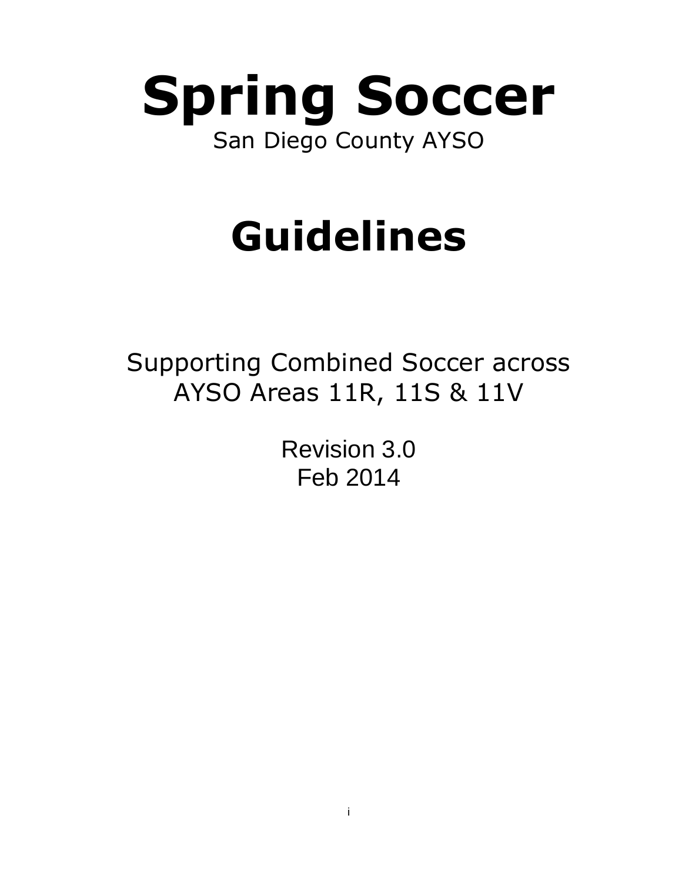# Spring Soccer

San Diego County AYSO

# Guidelines

Supporting Combined Soccer across
AYSO Areas 11R, 11S & 11V

Revision 3.0
Feb 2014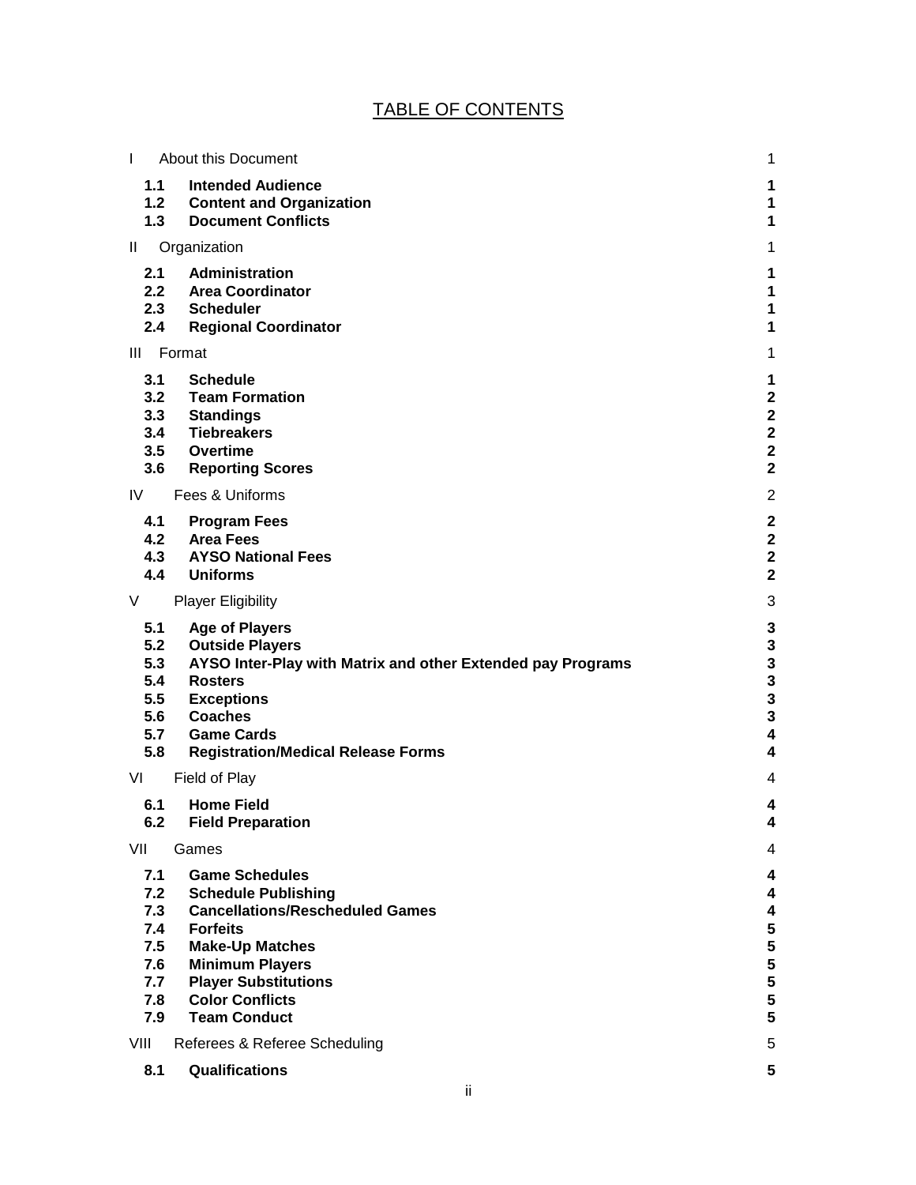# TABLE OF CONTENTS

| | | |
|---|---|---|
| I | About this Document | 1 |
| **1.1** | **Intended Audience** | **1** |
| **1.2** | **Content and Organization** | **1** |
| **1.3** | **Document Conflicts** | **1** |
| II | Organization | 1 |
| **2.1** | **Administration** | **1** |
| **2.2** | **Area Coordinator** | **1** |
| **2.3** | **Scheduler** | **1** |
| **2.4** | **Regional Coordinator** | **1** |
| III | Format | 1 |
| **3.1** | **Schedule** | **1** |
| **3.2** | **Team Formation** | **2** |
| **3.3** | **Standings** | **2** |
| **3.4** | **Tiebreakers** | **2** |
| **3.5** | **Overtime** | **2** |
| **3.6** | **Reporting Scores** | **2** |
| IV | Fees & Uniforms | 2 |
| **4.1** | **Program Fees** | **2** |
| **4.2** | **Area Fees** | **2** |
| **4.3** | **AYSO National Fees** | **2** |
| **4.4** | **Uniforms** | **2** |
| V | Player Eligibility | 3 |
| **5.1** | **Age of Players** | **3** |
| **5.2** | **Outside Players** | **3** |
| **5.3** | **AYSO Inter-Play with Matrix and other Extended pay Programs** | **3** |
| **5.4** | **Rosters** | **3** |
| **5.5** | **Exceptions** | **3** |
| **5.6** | **Coaches** | **3** |
| **5.7** | **Game Cards** | **4** |
| **5.8** | **Registration/Medical Release Forms** | **4** |
| VI | Field of Play | 4 |
| **6.1** | **Home Field** | **4** |
| **6.2** | **Field Preparation** | **4** |
| VII | Games | 4 |
| **7.1** | **Game Schedules** | **4** |
| **7.2** | **Schedule Publishing** | **4** |
| **7.3** | **Cancellations/Rescheduled Games** | **4** |
| **7.4** | **Forfeits** | **5** |
| **7.5** | **Make-Up Matches** | **5** |
| **7.6** | **Minimum Players** | **5** |
| **7.7** | **Player Substitutions** | **5** |
| **7.8** | **Color Conflicts** | **5** |
| **7.9** | **Team Conduct** | **5** |
| VIII | Referees & Referee Scheduling | 5 |
| **8.1** | **Qualifications** | **5** |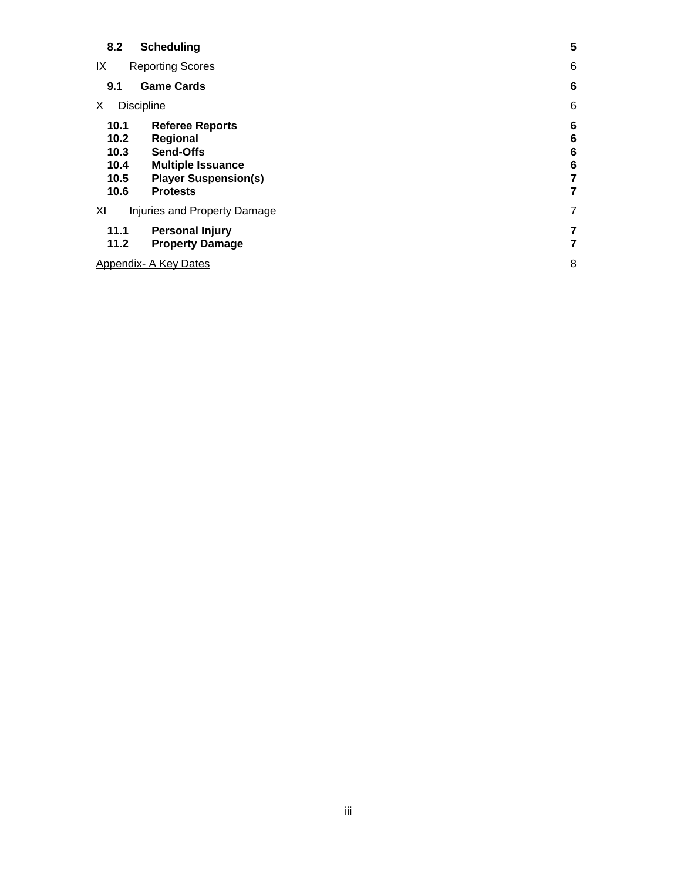**8.2 Scheduling** **5**

IX Reporting Scores 6

**9.1 Game Cards** **6**

X Discipline 6

**10.1 Referee Reports** **6**
**10.2 Regional** **6**
**10.3 Send-Offs** **6**
**10.4 Multiple Issuance** **6**
**10.5 Player Suspension(s)** **7**
**10.6 Protests** **7**

XI Injuries and Property Damage 7

**11.1 Personal Injury** **7**
**11.2 Property Damage** **7**

Appendix- A Key Dates 8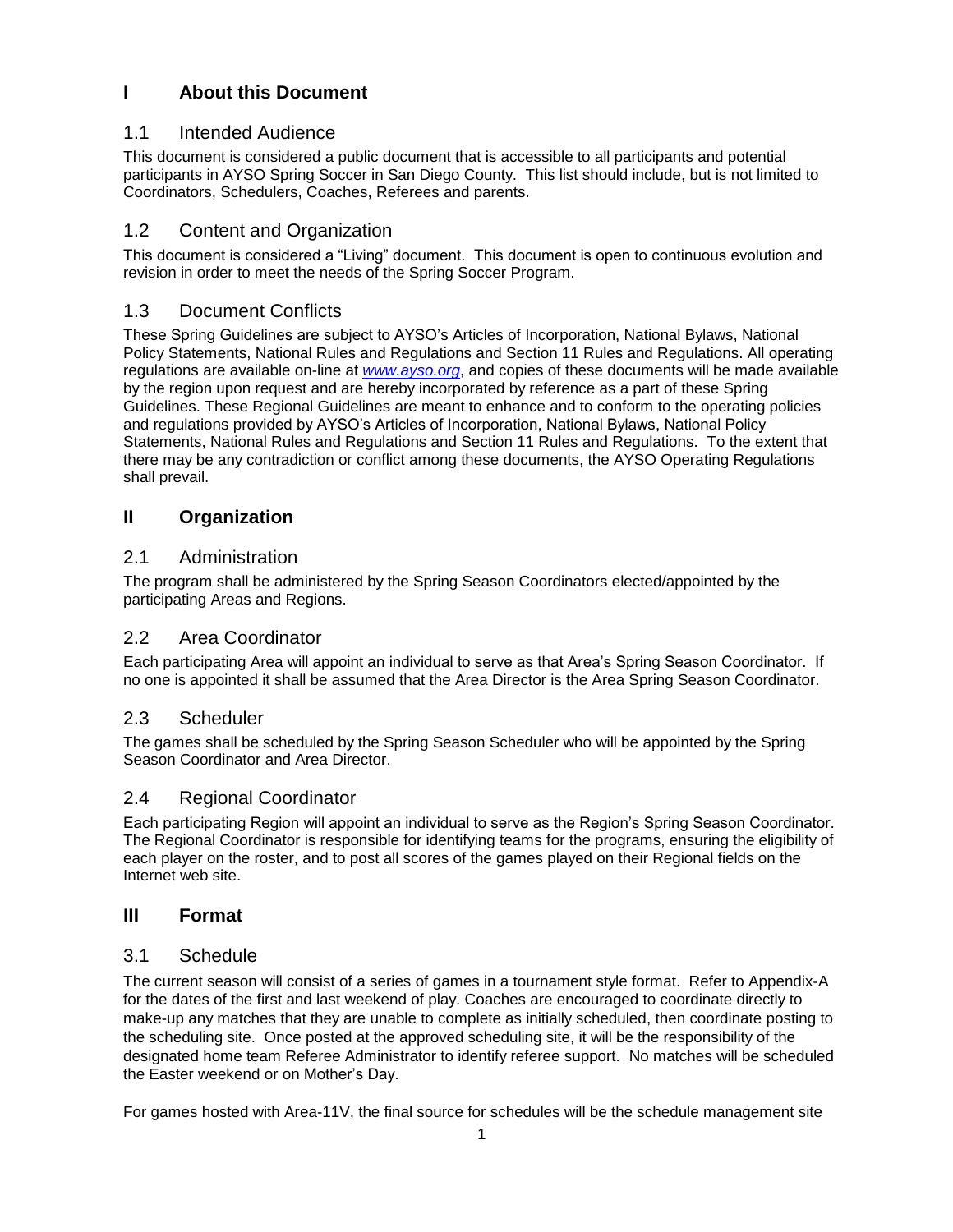# I About this Document

## 1.1 Intended Audience

This document is considered a public document that is accessible to all participants and potential participants in AYSO Spring Soccer in San Diego County. This list should include, but is not limited to Coordinators, Schedulers, Coaches, Referees and parents.

## 1.2 Content and Organization

This document is considered a "Living" document. This document is open to continuous evolution and revision in order to meet the needs of the Spring Soccer Program.

## 1.3 Document Conflicts

These Spring Guidelines are subject to AYSO's Articles of Incorporation, National Bylaws, National Policy Statements, National Rules and Regulations and Section 11 Rules and Regulations. All operating regulations are available on-line at *www.ayso.org*, and copies of these documents will be made available by the region upon request and are hereby incorporated by reference as a part of these Spring Guidelines. These Regional Guidelines are meant to enhance and to conform to the operating policies and regulations provided by AYSO's Articles of Incorporation, National Bylaws, National Policy Statements, National Rules and Regulations and Section 11 Rules and Regulations. To the extent that there may be any contradiction or conflict among these documents, the AYSO Operating Regulations shall prevail.

# II Organization

## 2.1 Administration

The program shall be administered by the Spring Season Coordinators elected/appointed by the participating Areas and Regions.

## 2.2 Area Coordinator

Each participating Area will appoint an individual to serve as that Area's Spring Season Coordinator. If no one is appointed it shall be assumed that the Area Director is the Area Spring Season Coordinator.

## 2.3 Scheduler

The games shall be scheduled by the Spring Season Scheduler who will be appointed by the Spring Season Coordinator and Area Director.

## 2.4 Regional Coordinator

Each participating Region will appoint an individual to serve as the Region's Spring Season Coordinator. The Regional Coordinator is responsible for identifying teams for the programs, ensuring the eligibility of each player on the roster, and to post all scores of the games played on their Regional fields on the Internet web site.

# III Format

## 3.1 Schedule

The current season will consist of a series of games in a tournament style format. Refer to Appendix-A for the dates of the first and last weekend of play. Coaches are encouraged to coordinate directly to make-up any matches that they are unable to complete as initially scheduled, then coordinate posting to the scheduling site. Once posted at the approved scheduling site, it will be the responsibility of the designated home team Referee Administrator to identify referee support. No matches will be scheduled the Easter weekend or on Mother's Day.

For games hosted with Area-11V, the final source for schedules will be the schedule management site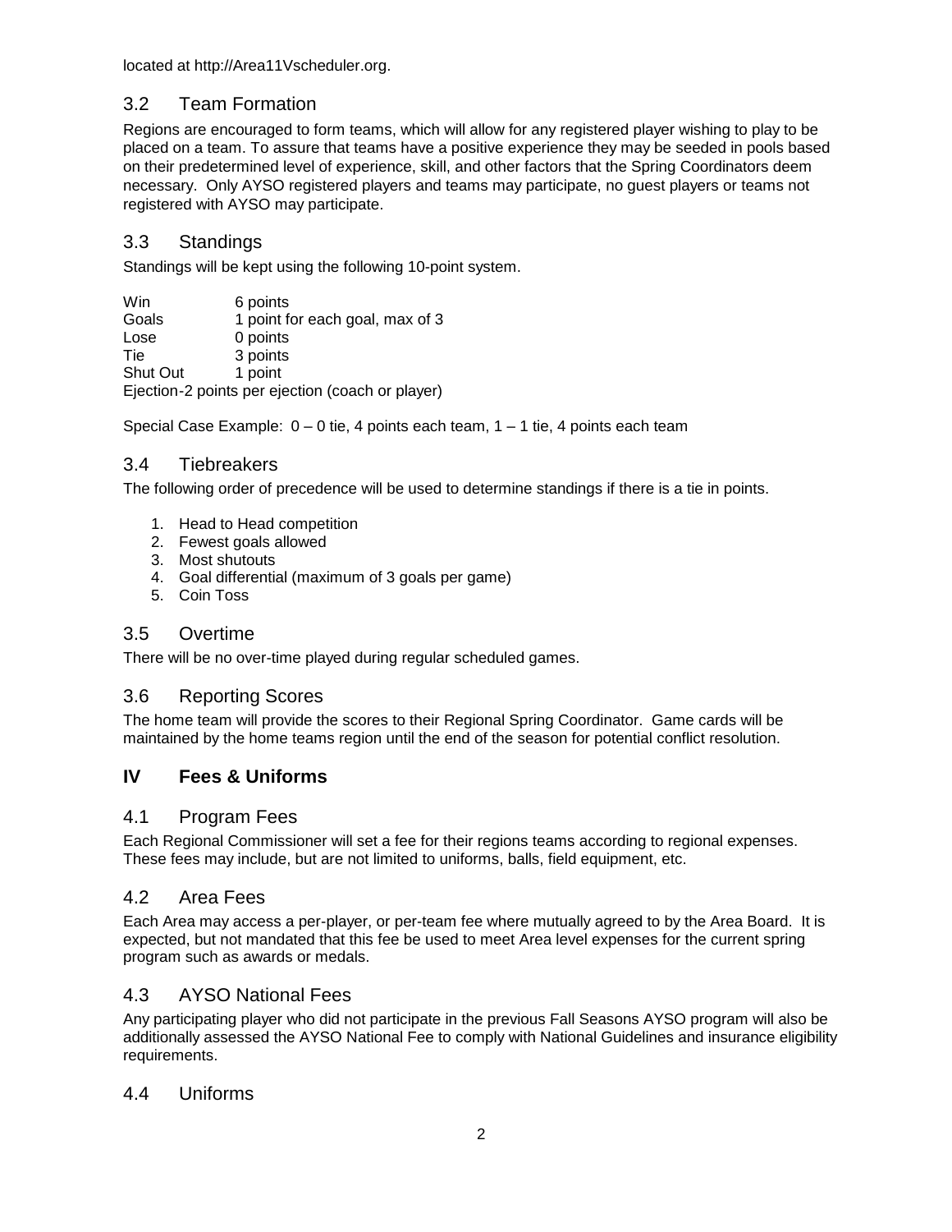located at http://Area11Vscheduler.org.

### 3.2 Team Formation

Regions are encouraged to form teams, which will allow for any registered player wishing to play to be placed on a team. To assure that teams have a positive experience they may be seeded in pools based on their predetermined level of experience, skill, and other factors that the Spring Coordinators deem necessary. Only AYSO registered players and teams may participate, no guest players or teams not registered with AYSO may participate.

### 3.3 Standings

Standings will be kept using the following 10-point system.

| | |
|---|---|
| Win | 6 points |
| Goals | 1 point for each goal, max of 3 |
| Lose | 0 points |
| Tie | 3 points |
| Shut Out | 1 point |

Ejection-2 points per ejection (coach or player)

Special Case Example: 0 – 0 tie, 4 points each team, 1 – 1 tie, 4 points each team

### 3.4 Tiebreakers

The following order of precedence will be used to determine standings if there is a tie in points.

1. Head to Head competition
2. Fewest goals allowed
3. Most shutouts
4. Goal differential (maximum of 3 goals per game)
5. Coin Toss

### 3.5 Overtime

There will be no over-time played during regular scheduled games.

### 3.6 Reporting Scores

The home team will provide the scores to their Regional Spring Coordinator. Game cards will be maintained by the home teams region until the end of the season for potential conflict resolution.

## IV Fees & Uniforms

### 4.1 Program Fees

Each Regional Commissioner will set a fee for their regions teams according to regional expenses. These fees may include, but are not limited to uniforms, balls, field equipment, etc.

### 4.2 Area Fees

Each Area may access a per-player, or per-team fee where mutually agreed to by the Area Board. It is expected, but not mandated that this fee be used to meet Area level expenses for the current spring program such as awards or medals.

### 4.3 AYSO National Fees

Any participating player who did not participate in the previous Fall Seasons AYSO program will also be additionally assessed the AYSO National Fee to comply with National Guidelines and insurance eligibility requirements.

### 4.4 Uniforms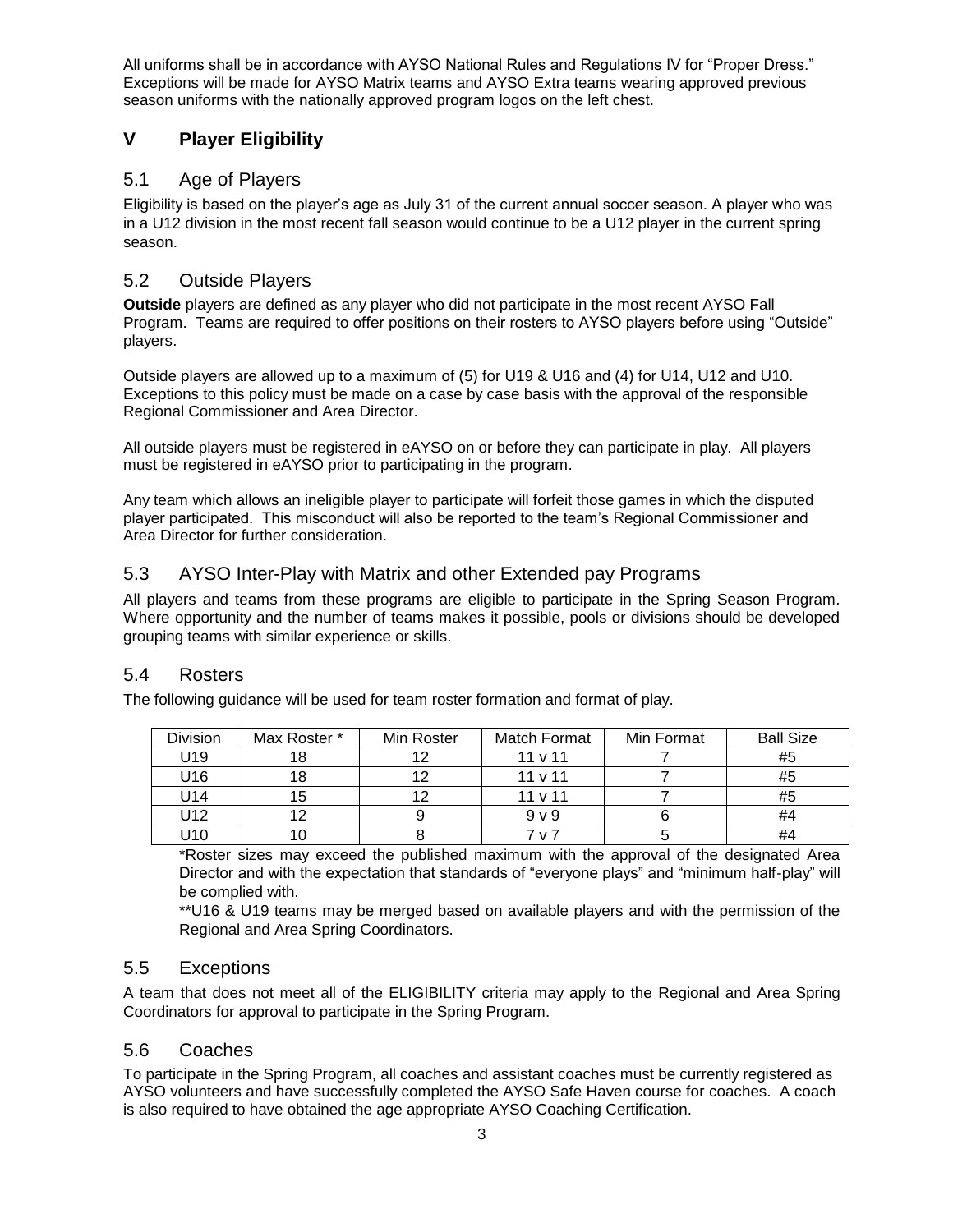All uniforms shall be in accordance with AYSO National Rules and Regulations IV for "Proper Dress." Exceptions will be made for AYSO Matrix teams and AYSO Extra teams wearing approved previous season uniforms with the nationally approved program logos on the left chest.

# V Player Eligibility

## 5.1 Age of Players

Eligibility is based on the player's age as July 31 of the current annual soccer season. A player who was in a U12 division in the most recent fall season would continue to be a U12 player in the current spring season.

## 5.2 Outside Players

**Outside** players are defined as any player who did not participate in the most recent AYSO Fall Program. Teams are required to offer positions on their rosters to AYSO players before using "Outside" players.

Outside players are allowed up to a maximum of (5) for U19 & U16 and (4) for U14, U12 and U10. Exceptions to this policy must be made on a case by case basis with the approval of the responsible Regional Commissioner and Area Director.

All outside players must be registered in eAYSO on or before they can participate in play. All players must be registered in eAYSO prior to participating in the program.

Any team which allows an ineligible player to participate will forfeit those games in which the disputed player participated. This misconduct will also be reported to the team's Regional Commissioner and Area Director for further consideration.

## 5.3 AYSO Inter-Play with Matrix and other Extended pay Programs

All players and teams from these programs are eligible to participate in the Spring Season Program. Where opportunity and the number of teams makes it possible, pools or divisions should be developed grouping teams with similar experience or skills.

## 5.4 Rosters

The following guidance will be used for team roster formation and format of play.

| Division | Max Roster * | Min Roster | Match Format | Min Format | Ball Size |
|---|---|---|---|---|---|
| U19 | 18 | 12 | 11 v 11 | 7 | #5 |
| U16 | 18 | 12 | 11 v 11 | 7 | #5 |
| U14 | 15 | 12 | 11 v 11 | 7 | #5 |
| U12 | 12 | 9 | 9 v 9 | 6 | #4 |
| U10 | 10 | 8 | 7 v 7 | 5 | #4 |

*Roster sizes may exceed the published maximum with the approval of the designated Area Director and with the expectation that standards of "everyone plays" and "minimum half-play" will be complied with.

**U16 & U19 teams may be merged based on available players and with the permission of the Regional and Area Spring Coordinators.

## 5.5 Exceptions

A team that does not meet all of the ELIGIBILITY criteria may apply to the Regional and Area Spring Coordinators for approval to participate in the Spring Program.

## 5.6 Coaches

To participate in the Spring Program, all coaches and assistant coaches must be currently registered as AYSO volunteers and have successfully completed the AYSO Safe Haven course for coaches. A coach is also required to have obtained the age appropriate AYSO Coaching Certification.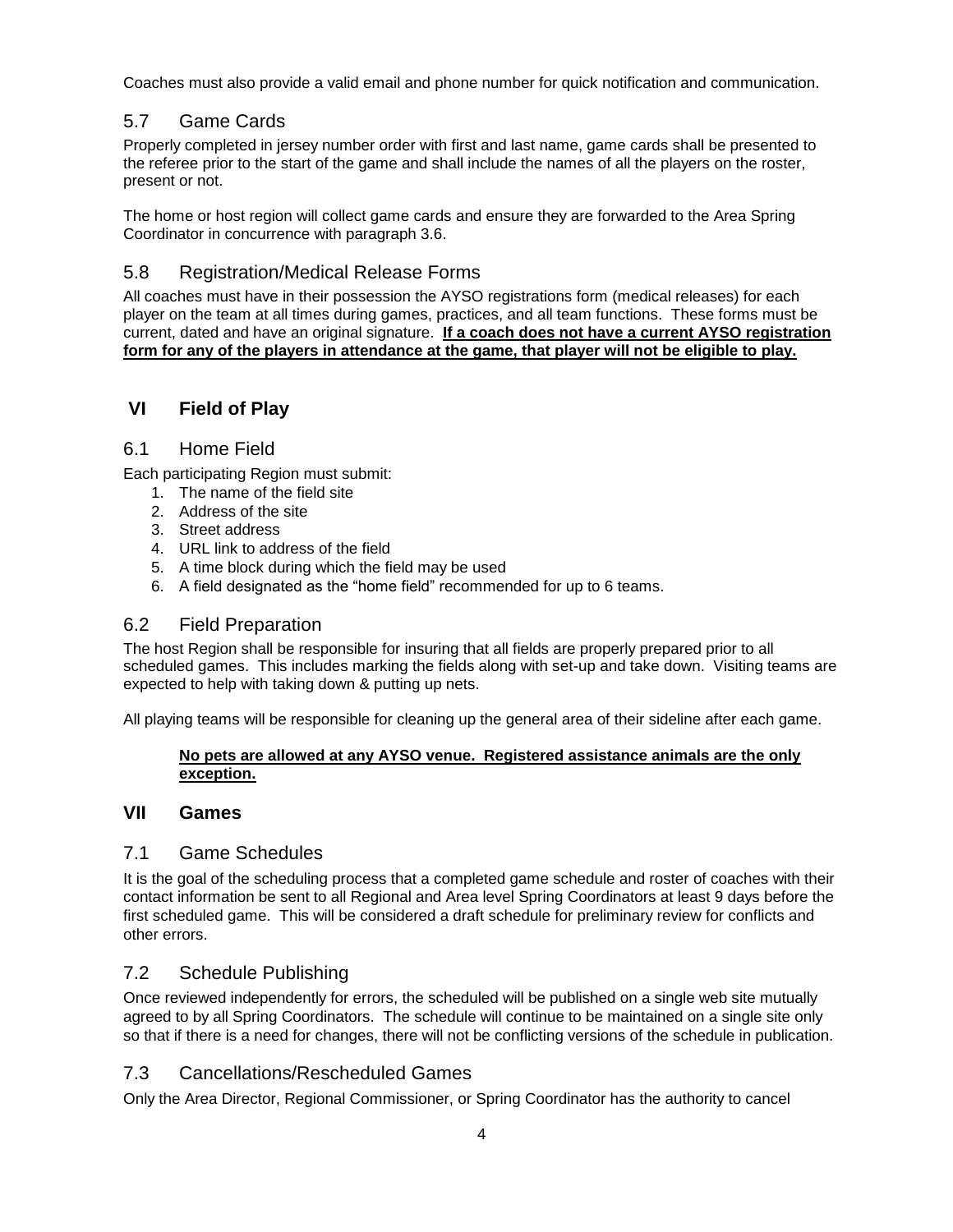Coaches must also provide a valid email and phone number for quick notification and communication.

### 5.7 Game Cards

Properly completed in jersey number order with first and last name, game cards shall be presented to the referee prior to the start of the game and shall include the names of all the players on the roster, present or not.

The home or host region will collect game cards and ensure they are forwarded to the Area Spring Coordinator in concurrence with paragraph 3.6.

### 5.8 Registration/Medical Release Forms

All coaches must have in their possession the AYSO registrations form (medical releases) for each player on the team at all times during games, practices, and all team functions. These forms must be current, dated and have an original signature. **<u>If a coach does not have a current AYSO registration form for any of the players in attendance at the game, that player will not be eligible to play.</u>**

## VI Field of Play

### 6.1 Home Field

Each participating Region must submit:

1. The name of the field site
2. Address of the site
3. Street address
4. URL link to address of the field
5. A time block during which the field may be used
6. A field designated as the "home field" recommended for up to 6 teams.

### 6.2 Field Preparation

The host Region shall be responsible for insuring that all fields are properly prepared prior to all scheduled games. This includes marking the fields along with set-up and take down. Visiting teams are expected to help with taking down & putting up nets.

All playing teams will be responsible for cleaning up the general area of their sideline after each game.

> **<u>No pets are allowed at any AYSO venue. Registered assistance animals are the only exception.</u>**

## VII Games

### 7.1 Game Schedules

It is the goal of the scheduling process that a completed game schedule and roster of coaches with their contact information be sent to all Regional and Area level Spring Coordinators at least 9 days before the first scheduled game. This will be considered a draft schedule for preliminary review for conflicts and other errors.

### 7.2 Schedule Publishing

Once reviewed independently for errors, the scheduled will be published on a single web site mutually agreed to by all Spring Coordinators. The schedule will continue to be maintained on a single site only so that if there is a need for changes, there will not be conflicting versions of the schedule in publication.

### 7.3 Cancellations/Rescheduled Games

Only the Area Director, Regional Commissioner, or Spring Coordinator has the authority to cancel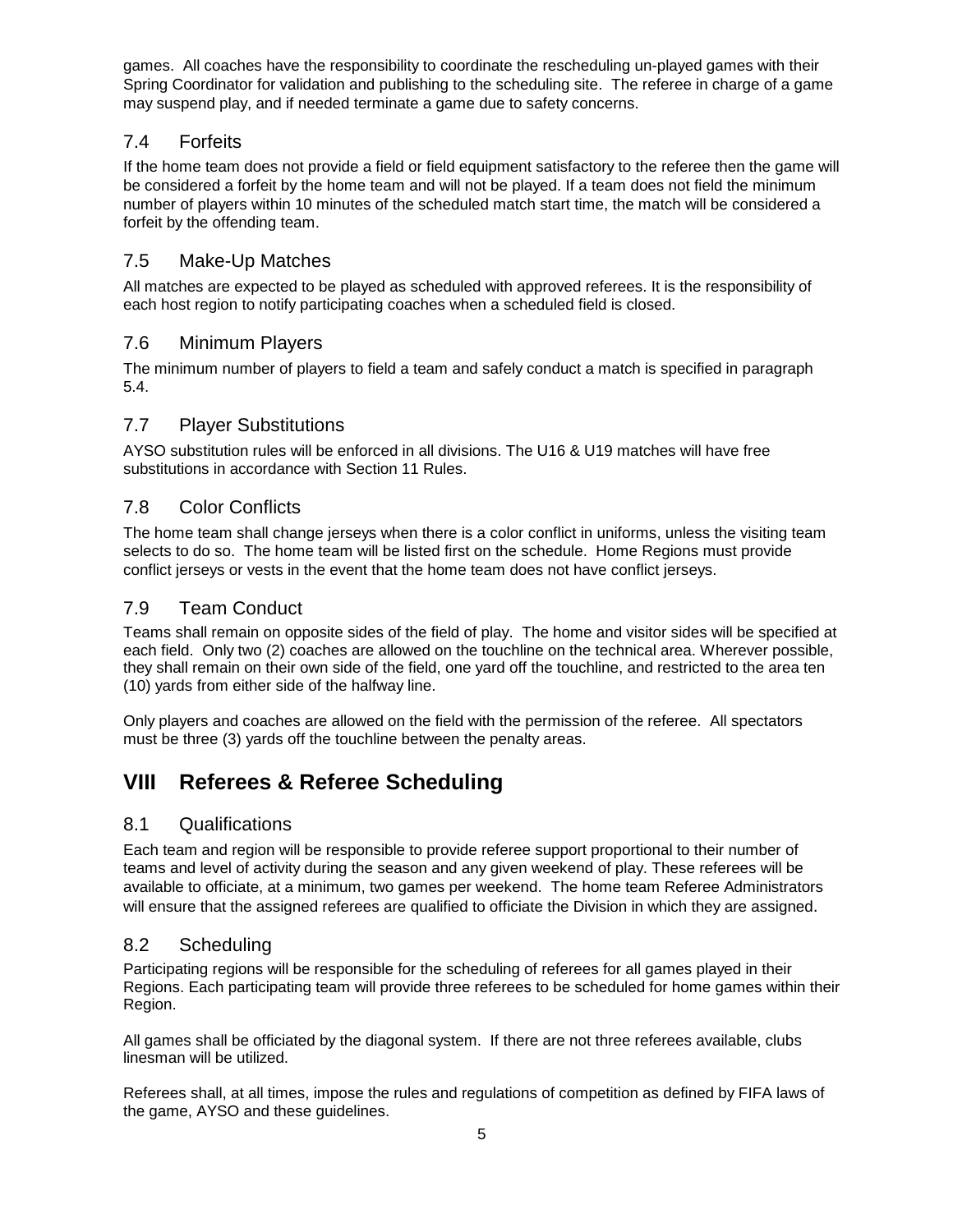games. All coaches have the responsibility to coordinate the rescheduling un-played games with their Spring Coordinator for validation and publishing to the scheduling site. The referee in charge of a game may suspend play, and if needed terminate a game due to safety concerns.

### 7.4 Forfeits

If the home team does not provide a field or field equipment satisfactory to the referee then the game will be considered a forfeit by the home team and will not be played. If a team does not field the minimum number of players within 10 minutes of the scheduled match start time, the match will be considered a forfeit by the offending team.

### 7.5 Make-Up Matches

All matches are expected to be played as scheduled with approved referees. It is the responsibility of each host region to notify participating coaches when a scheduled field is closed.

### 7.6 Minimum Players

The minimum number of players to field a team and safely conduct a match is specified in paragraph 5.4.

### 7.7 Player Substitutions

AYSO substitution rules will be enforced in all divisions. The U16 & U19 matches will have free substitutions in accordance with Section 11 Rules.

### 7.8 Color Conflicts

The home team shall change jerseys when there is a color conflict in uniforms, unless the visiting team selects to do so. The home team will be listed first on the schedule. Home Regions must provide conflict jerseys or vests in the event that the home team does not have conflict jerseys.

### 7.9 Team Conduct

Teams shall remain on opposite sides of the field of play. The home and visitor sides will be specified at each field. Only two (2) coaches are allowed on the touchline on the technical area. Wherever possible, they shall remain on their own side of the field, one yard off the touchline, and restricted to the area ten (10) yards from either side of the halfway line.

Only players and coaches are allowed on the field with the permission of the referee. All spectators must be three (3) yards off the touchline between the penalty areas.

## VIII Referees & Referee Scheduling

### 8.1 Qualifications

Each team and region will be responsible to provide referee support proportional to their number of teams and level of activity during the season and any given weekend of play. These referees will be available to officiate, at a minimum, two games per weekend. The home team Referee Administrators will ensure that the assigned referees are qualified to officiate the Division in which they are assigned.

### 8.2 Scheduling

Participating regions will be responsible for the scheduling of referees for all games played in their Regions. Each participating team will provide three referees to be scheduled for home games within their Region.

All games shall be officiated by the diagonal system. If there are not three referees available, clubs linesman will be utilized.

Referees shall, at all times, impose the rules and regulations of competition as defined by FIFA laws of the game, AYSO and these guidelines.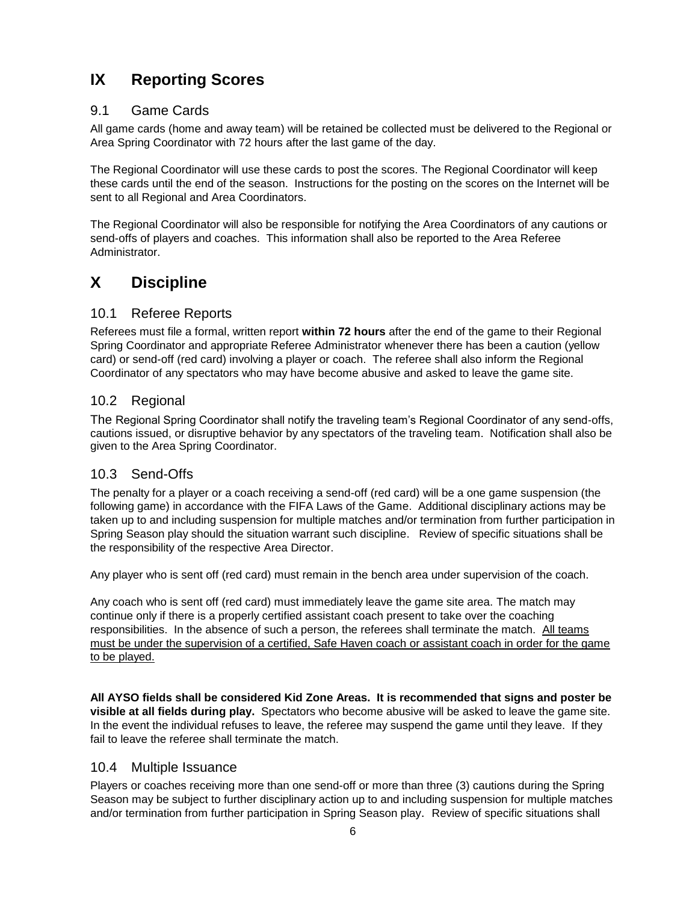# IX Reporting Scores

## 9.1 Game Cards

All game cards (home and away team) will be retained be collected must be delivered to the Regional or Area Spring Coordinator with 72 hours after the last game of the day.

The Regional Coordinator will use these cards to post the scores. The Regional Coordinator will keep these cards until the end of the season. Instructions for the posting on the scores on the Internet will be sent to all Regional and Area Coordinators.

The Regional Coordinator will also be responsible for notifying the Area Coordinators of any cautions or send-offs of players and coaches. This information shall also be reported to the Area Referee Administrator.

# X Discipline

## 10.1 Referee Reports

Referees must file a formal, written report **within 72 hours** after the end of the game to their Regional Spring Coordinator and appropriate Referee Administrator whenever there has been a caution (yellow card) or send-off (red card) involving a player or coach. The referee shall also inform the Regional Coordinator of any spectators who may have become abusive and asked to leave the game site.

## 10.2 Regional

The Regional Spring Coordinator shall notify the traveling team's Regional Coordinator of any send-offs, cautions issued, or disruptive behavior by any spectators of the traveling team. Notification shall also be given to the Area Spring Coordinator.

## 10.3 Send-Offs

The penalty for a player or a coach receiving a send-off (red card) will be a one game suspension (the following game) in accordance with the FIFA Laws of the Game. Additional disciplinary actions may be taken up to and including suspension for multiple matches and/or termination from further participation in Spring Season play should the situation warrant such discipline. Review of specific situations shall be the responsibility of the respective Area Director.

Any player who is sent off (red card) must remain in the bench area under supervision of the coach.

Any coach who is sent off (red card) must immediately leave the game site area. The match may continue only if there is a properly certified assistant coach present to take over the coaching responsibilities. In the absence of such a person, the referees shall terminate the match. <u>All teams must be under the supervision of a certified, Safe Haven coach or assistant coach in order for the game to be played.</u>

**All AYSO fields shall be considered Kid Zone Areas. It is recommended that signs and poster be visible at all fields during play.** Spectators who become abusive will be asked to leave the game site. In the event the individual refuses to leave, the referee may suspend the game until they leave. If they fail to leave the referee shall terminate the match.

## 10.4 Multiple Issuance

Players or coaches receiving more than one send-off or more than three (3) cautions during the Spring Season may be subject to further disciplinary action up to and including suspension for multiple matches and/or termination from further participation in Spring Season play. Review of specific situations shall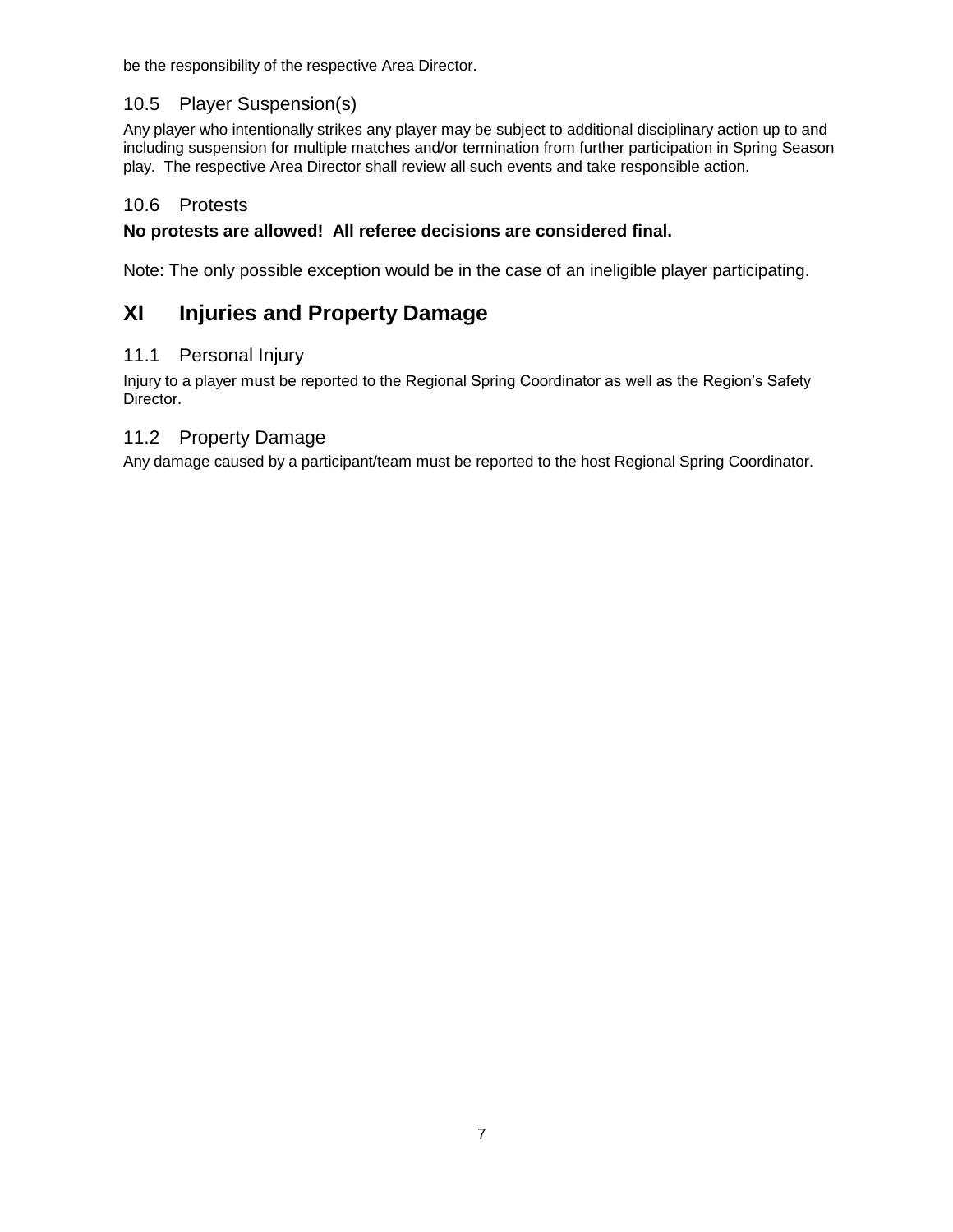be the responsibility of the respective Area Director.

### 10.5 Player Suspension(s)

Any player who intentionally strikes any player may be subject to additional disciplinary action up to and including suspension for multiple matches and/or termination from further participation in Spring Season play. The respective Area Director shall review all such events and take responsible action.

### 10.6 Protests

**No protests are allowed! All referee decisions are considered final.**

Note: The only possible exception would be in the case of an ineligible player participating.

## XI Injuries and Property Damage

### 11.1 Personal Injury

Injury to a player must be reported to the Regional Spring Coordinator as well as the Region's Safety Director.

### 11.2 Property Damage

Any damage caused by a participant/team must be reported to the host Regional Spring Coordinator.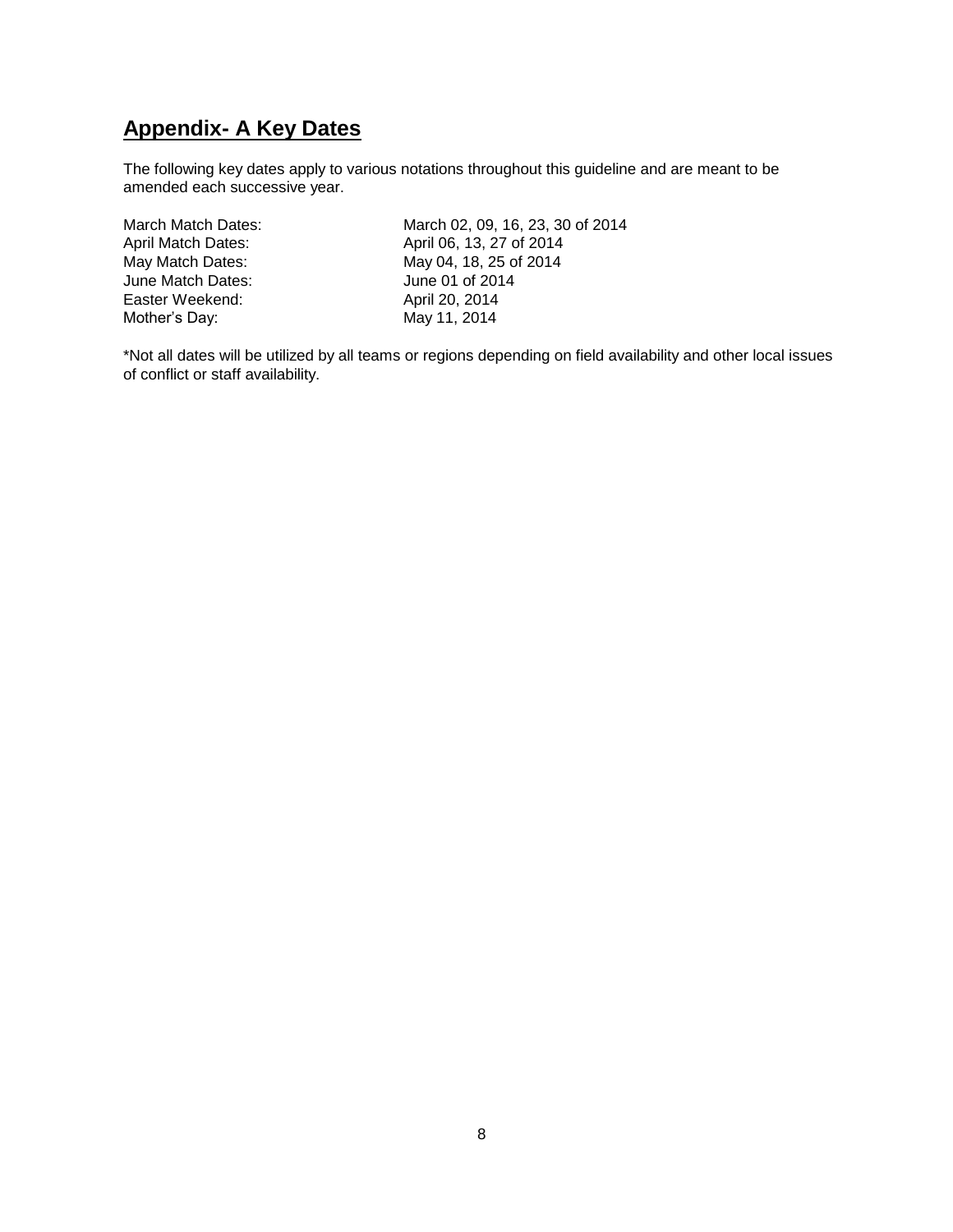## Appendix- A Key Dates

The following key dates apply to various notations throughout this guideline and are meant to be amended each successive year.

| | |
|---|---|
| March Match Dates: | March 02, 09, 16, 23, 30 of 2014 |
| April Match Dates: | April 06, 13, 27 of 2014 |
| May Match Dates: | May 04, 18, 25 of 2014 |
| June Match Dates: | June 01 of 2014 |
| Easter Weekend: | April 20, 2014 |
| Mother's Day: | May 11, 2014 |

*Not all dates will be utilized by all teams or regions depending on field availability and other local issues of conflict or staff availability.